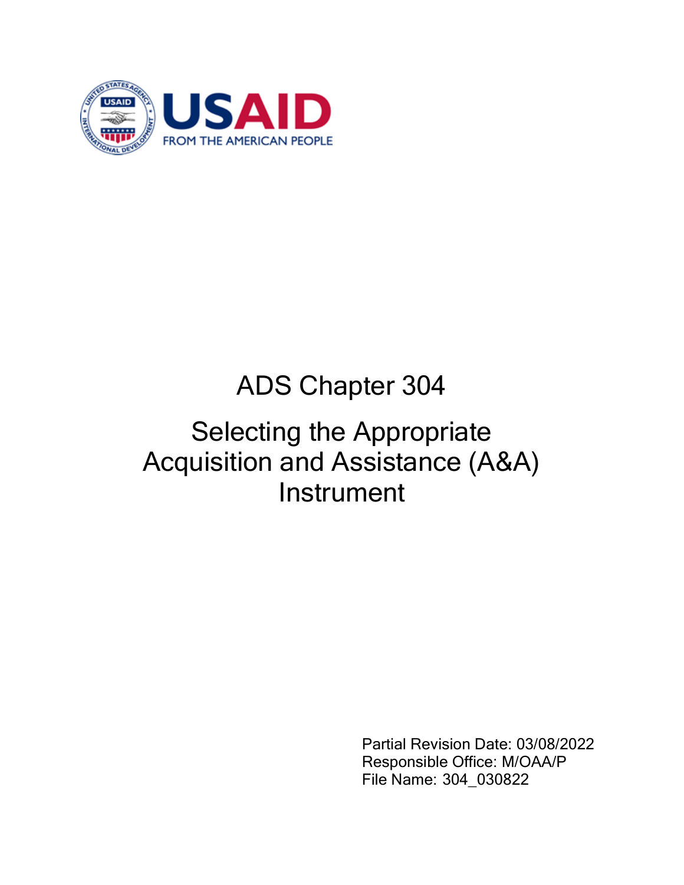USAID
FROM THE AMERICAN PEOPLE

# ADS Chapter 304

# Selecting the Appropriate Acquisition and Assistance (A&A) Instrument

Partial Revision Date: 03/08/2022
Responsible Office: M/OAA/P
File Name: 304_030822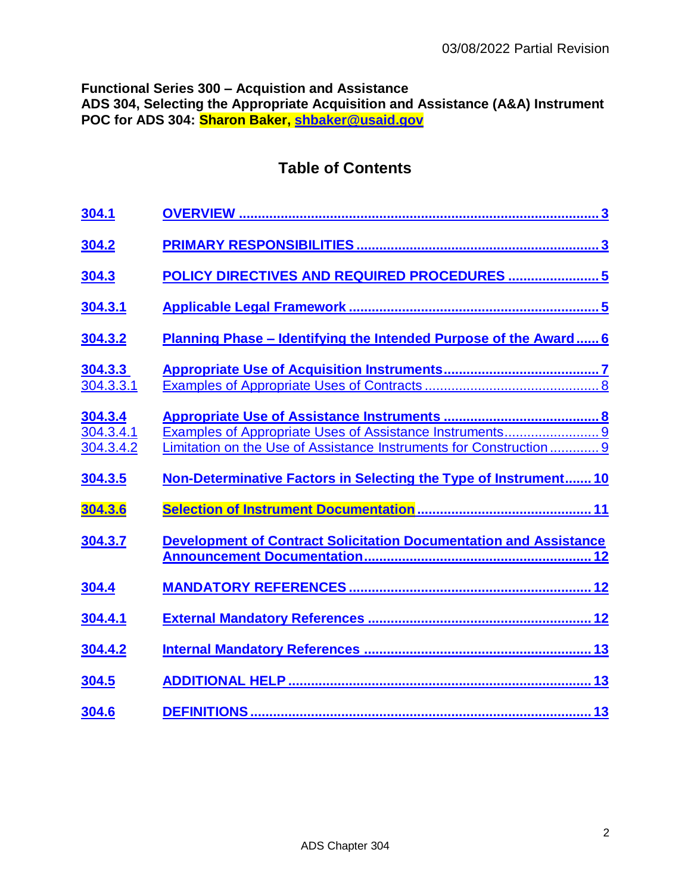**Functional Series 300 – Acquistion and Assistance**
**ADS 304, Selecting the Appropriate Acquisition and Assistance (A&A) Instrument**
**POC for ADS 304: Sharon Baker, shbaker@usaid.gov**

## Table of Contents

| | | |
|---|---|---|
| **304.1** | **OVERVIEW** | **3** |
| **304.2** | **PRIMARY RESPONSIBILITIES** | **3** |
| **304.3** | **POLICY DIRECTIVES AND REQUIRED PROCEDURES** | **5** |
| **304.3.1** | **Applicable Legal Framework** | **5** |
| **304.3.2** | **Planning Phase – Identifying the Intended Purpose of the Award** | **6** |
| **304.3.3** | **Appropriate Use of Acquisition Instruments** | **7** |
| 304.3.3.1 | Examples of Appropriate Uses of Contracts | 8 |
| **304.3.4** | **Appropriate Use of Assistance Instruments** | **8** |
| 304.3.4.1 | Examples of Appropriate Uses of Assistance Instruments | 9 |
| 304.3.4.2 | Limitation on the Use of Assistance Instruments for Construction | 9 |
| **304.3.5** | **Non-Determinative Factors in Selecting the Type of Instrument** | **10** |
| **304.3.6** | **Selection of Instrument Documentation** | **11** |
| **304.3.7** | **Development of Contract Solicitation Documentation and Assistance Announcement Documentation** | **12** |
| **304.4** | **MANDATORY REFERENCES** | **12** |
| **304.4.1** | **External Mandatory References** | **12** |
| **304.4.2** | **Internal Mandatory References** | **13** |
| **304.5** | **ADDITIONAL HELP** | **13** |
| **304.6** | **DEFINITIONS** | **13** |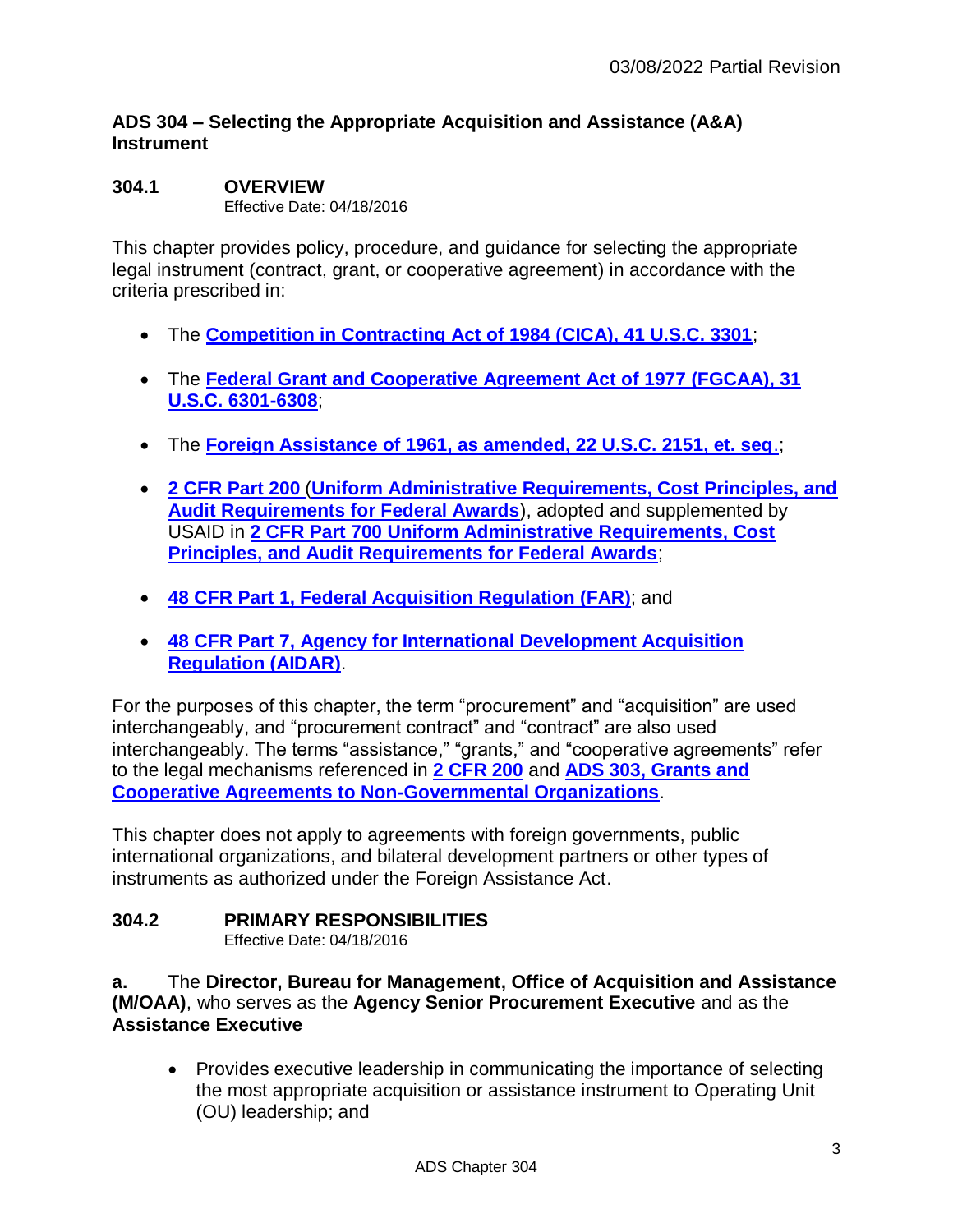### ADS 304 – Selecting the Appropriate Acquisition and Assistance (A&A) Instrument

## 304.1 OVERVIEW

Effective Date: 04/18/2016

This chapter provides policy, procedure, and guidance for selecting the appropriate legal instrument (contract, grant, or cooperative agreement) in accordance with the criteria prescribed in:

- The **Competition in Contracting Act of 1984 (CICA), 41 U.S.C. 3301**;
- The **Federal Grant and Cooperative Agreement Act of 1977 (FGCAA), 31 U.S.C. 6301-6308**;
- The **Foreign Assistance of 1961, as amended, 22 U.S.C. 2151, et. seq.**;
- **2 CFR Part 200** (**Uniform Administrative Requirements, Cost Principles, and Audit Requirements for Federal Awards**), adopted and supplemented by USAID in **2 CFR Part 700 Uniform Administrative Requirements, Cost Principles, and Audit Requirements for Federal Awards**;
- **48 CFR Part 1, Federal Acquisition Regulation (FAR)**; and
- **48 CFR Part 7, Agency for International Development Acquisition Regulation (AIDAR)**.

For the purposes of this chapter, the term "procurement" and "acquisition" are used interchangeably, and "procurement contract" and "contract" are also used interchangeably. The terms "assistance," "grants," and "cooperative agreements" refer to the legal mechanisms referenced in **2 CFR 200** and **ADS 303, Grants and Cooperative Agreements to Non-Governmental Organizations**.

This chapter does not apply to agreements with foreign governments, public international organizations, and bilateral development partners or other types of instruments as authorized under the Foreign Assistance Act.

## 304.2 PRIMARY RESPONSIBILITIES

Effective Date: 04/18/2016

**a.** The **Director, Bureau for Management, Office of Acquisition and Assistance (M/OAA)**, who serves as the **Agency Senior Procurement Executive** and as the **Assistance Executive**

- Provides executive leadership in communicating the importance of selecting the most appropriate acquisition or assistance instrument to Operating Unit (OU) leadership; and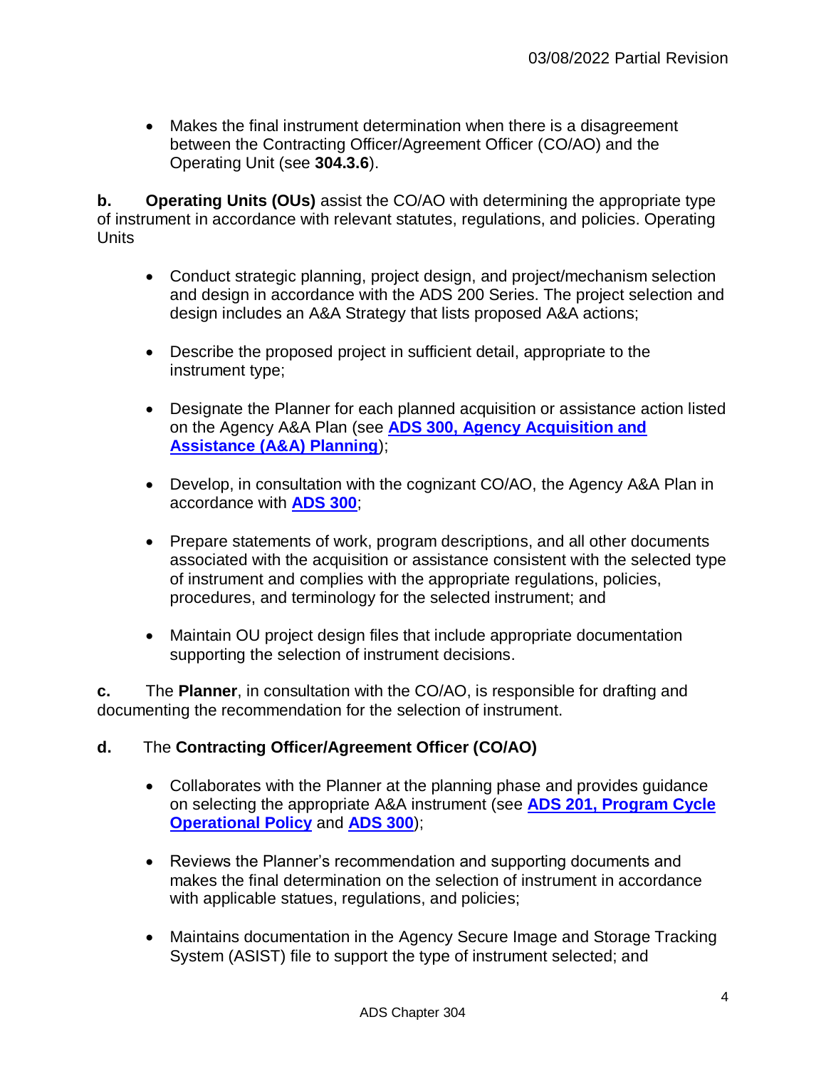- Makes the final instrument determination when there is a disagreement between the Contracting Officer/Agreement Officer (CO/AO) and the Operating Unit (see **304.3.6**).

**b.** **Operating Units (OUs)** assist the CO/AO with determining the appropriate type of instrument in accordance with relevant statutes, regulations, and policies. Operating Units

- Conduct strategic planning, project design, and project/mechanism selection and design in accordance with the ADS 200 Series. The project selection and design includes an A&A Strategy that lists proposed A&A actions;
- Describe the proposed project in sufficient detail, appropriate to the instrument type;
- Designate the Planner for each planned acquisition or assistance action listed on the Agency A&A Plan (see **ADS 300, Agency Acquisition and Assistance (A&A) Planning**);
- Develop, in consultation with the cognizant CO/AO, the Agency A&A Plan in accordance with **ADS 300**;
- Prepare statements of work, program descriptions, and all other documents associated with the acquisition or assistance consistent with the selected type of instrument and complies with the appropriate regulations, policies, procedures, and terminology for the selected instrument; and
- Maintain OU project design files that include appropriate documentation supporting the selection of instrument decisions.

**c.** The **Planner**, in consultation with the CO/AO, is responsible for drafting and documenting the recommendation for the selection of instrument.

**d.** The **Contracting Officer/Agreement Officer (CO/AO)**

- Collaborates with the Planner at the planning phase and provides guidance on selecting the appropriate A&A instrument (see **ADS 201, Program Cycle Operational Policy** and **ADS 300**);
- Reviews the Planner's recommendation and supporting documents and makes the final determination on the selection of instrument in accordance with applicable statues, regulations, and policies;
- Maintains documentation in the Agency Secure Image and Storage Tracking System (ASIST) file to support the type of instrument selected; and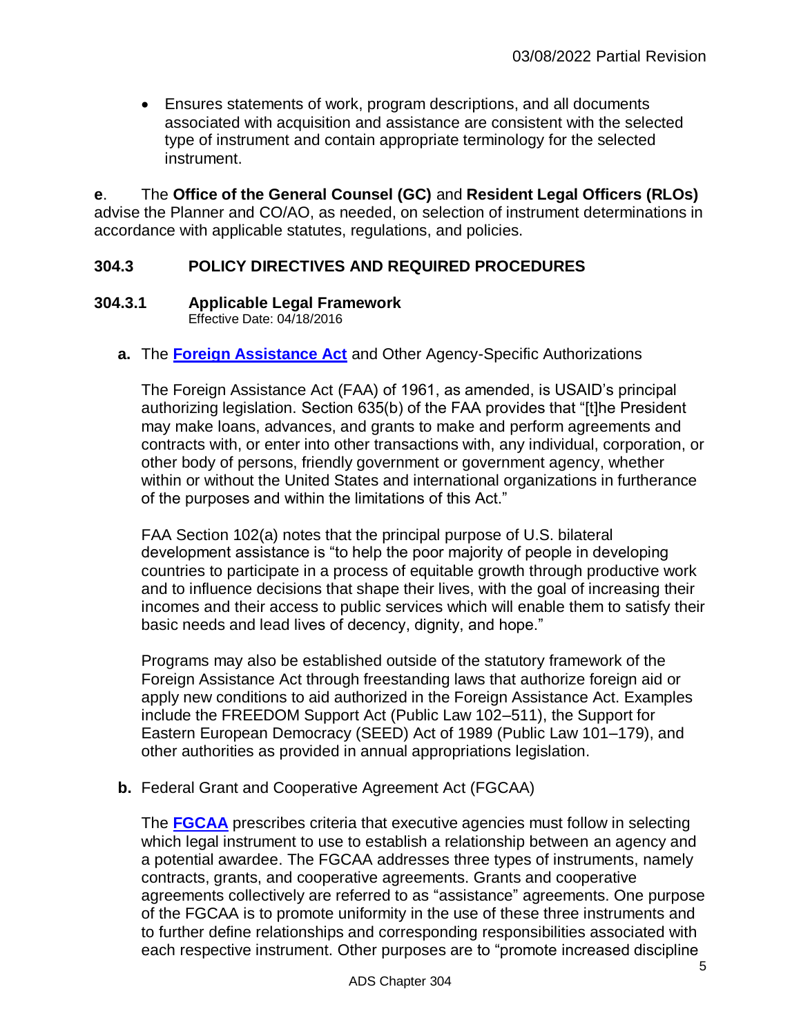- Ensures statements of work, program descriptions, and all documents associated with acquisition and assistance are consistent with the selected type of instrument and contain appropriate terminology for the selected instrument.

**e**. The **Office of the General Counsel (GC)** and **Resident Legal Officers (RLOs)** advise the Planner and CO/AO, as needed, on selection of instrument determinations in accordance with applicable statutes, regulations, and policies.

## 304.3 POLICY DIRECTIVES AND REQUIRED PROCEDURES

### 304.3.1 Applicable Legal Framework

Effective Date: 04/18/2016

**a.** The **Foreign Assistance Act** and Other Agency-Specific Authorizations

The Foreign Assistance Act (FAA) of 1961, as amended, is USAID's principal authorizing legislation. Section 635(b) of the FAA provides that "[t]he President may make loans, advances, and grants to make and perform agreements and contracts with, or enter into other transactions with, any individual, corporation, or other body of persons, friendly government or government agency, whether within or without the United States and international organizations in furtherance of the purposes and within the limitations of this Act."

FAA Section 102(a) notes that the principal purpose of U.S. bilateral development assistance is "to help the poor majority of people in developing countries to participate in a process of equitable growth through productive work and to influence decisions that shape their lives, with the goal of increasing their incomes and their access to public services which will enable them to satisfy their basic needs and lead lives of decency, dignity, and hope."

Programs may also be established outside of the statutory framework of the Foreign Assistance Act through freestanding laws that authorize foreign aid or apply new conditions to aid authorized in the Foreign Assistance Act. Examples include the FREEDOM Support Act (Public Law 102–511), the Support for Eastern European Democracy (SEED) Act of 1989 (Public Law 101–179), and other authorities as provided in annual appropriations legislation.

**b.** Federal Grant and Cooperative Agreement Act (FGCAA)

The **FGCAA** prescribes criteria that executive agencies must follow in selecting which legal instrument to use to establish a relationship between an agency and a potential awardee. The FGCAA addresses three types of instruments, namely contracts, grants, and cooperative agreements. Grants and cooperative agreements collectively are referred to as "assistance" agreements. One purpose of the FGCAA is to promote uniformity in the use of these three instruments and to further define relationships and corresponding responsibilities associated with each respective instrument. Other purposes are to "promote increased discipline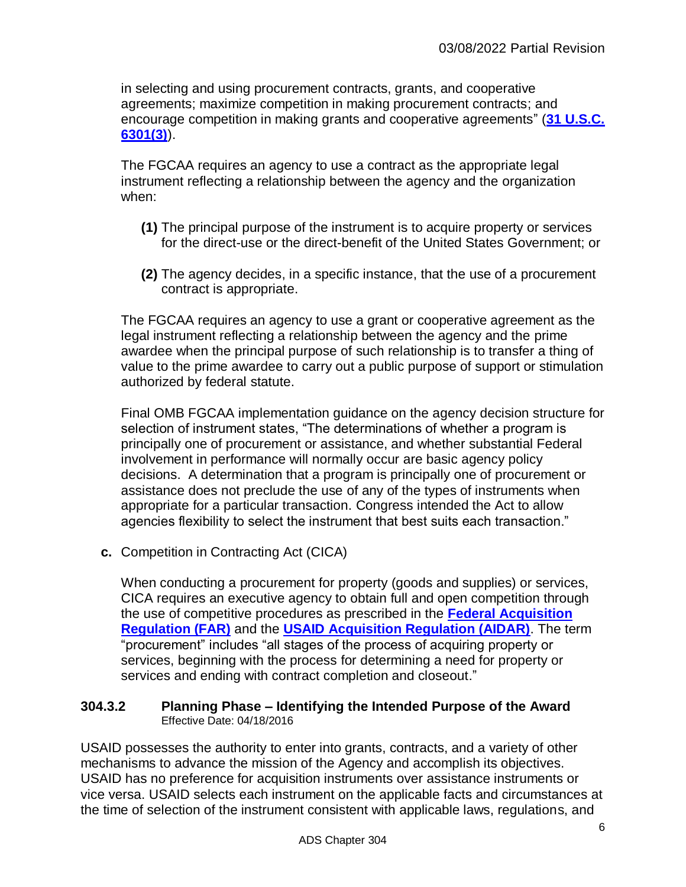in selecting and using procurement contracts, grants, and cooperative agreements; maximize competition in making procurement contracts; and encourage competition in making grants and cooperative agreements" (**31 U.S.C. 6301(3)**).

The FGCAA requires an agency to use a contract as the appropriate legal instrument reflecting a relationship between the agency and the organization when:

**(1)** The principal purpose of the instrument is to acquire property or services for the direct-use or the direct-benefit of the United States Government; or

**(2)** The agency decides, in a specific instance, that the use of a procurement contract is appropriate.

The FGCAA requires an agency to use a grant or cooperative agreement as the legal instrument reflecting a relationship between the agency and the prime awardee when the principal purpose of such relationship is to transfer a thing of value to the prime awardee to carry out a public purpose of support or stimulation authorized by federal statute.

Final OMB FGCAA implementation guidance on the agency decision structure for selection of instrument states, "The determinations of whether a program is principally one of procurement or assistance, and whether substantial Federal involvement in performance will normally occur are basic agency policy decisions. A determination that a program is principally one of procurement or assistance does not preclude the use of any of the types of instruments when appropriate for a particular transaction. Congress intended the Act to allow agencies flexibility to select the instrument that best suits each transaction."

**c.** Competition in Contracting Act (CICA)

When conducting a procurement for property (goods and supplies) or services, CICA requires an executive agency to obtain full and open competition through the use of competitive procedures as prescribed in the **Federal Acquisition Regulation (FAR)** and the **USAID Acquisition Regulation (AIDAR)**. The term "procurement" includes "all stages of the process of acquiring property or services, beginning with the process for determining a need for property or services and ending with contract completion and closeout."

### 304.3.2 Planning Phase – Identifying the Intended Purpose of the Award

Effective Date: 04/18/2016

USAID possesses the authority to enter into grants, contracts, and a variety of other mechanisms to advance the mission of the Agency and accomplish its objectives. USAID has no preference for acquisition instruments over assistance instruments or vice versa. USAID selects each instrument on the applicable facts and circumstances at the time of selection of the instrument consistent with applicable laws, regulations, and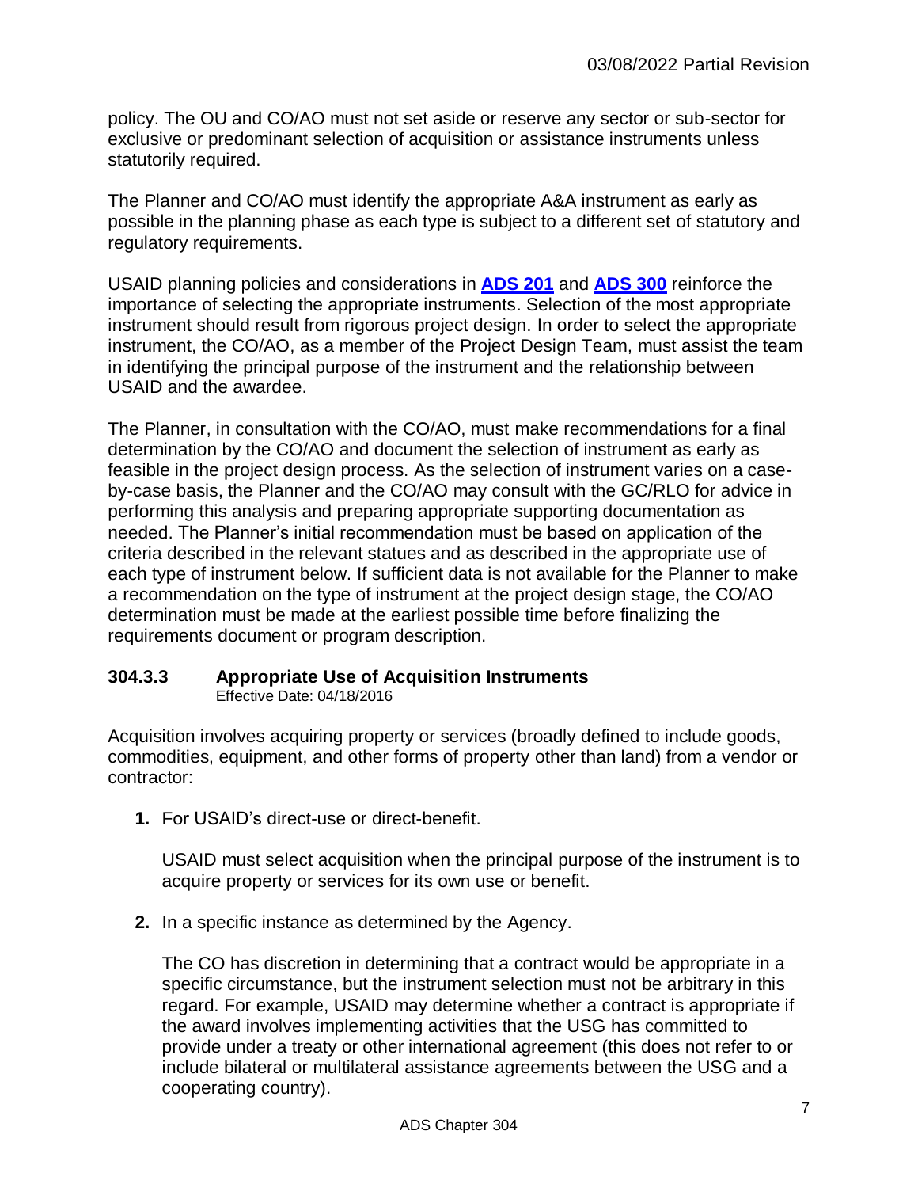policy. The OU and CO/AO must not set aside or reserve any sector or sub-sector for exclusive or predominant selection of acquisition or assistance instruments unless statutorily required.

The Planner and CO/AO must identify the appropriate A&A instrument as early as possible in the planning phase as each type is subject to a different set of statutory and regulatory requirements.

USAID planning policies and considerations in **ADS 201** and **ADS 300** reinforce the importance of selecting the appropriate instruments. Selection of the most appropriate instrument should result from rigorous project design. In order to select the appropriate instrument, the CO/AO, as a member of the Project Design Team, must assist the team in identifying the principal purpose of the instrument and the relationship between USAID and the awardee.

The Planner, in consultation with the CO/AO, must make recommendations for a final determination by the CO/AO and document the selection of instrument as early as feasible in the project design process. As the selection of instrument varies on a case-by-case basis, the Planner and the CO/AO may consult with the GC/RLO for advice in performing this analysis and preparing appropriate supporting documentation as needed. The Planner's initial recommendation must be based on application of the criteria described in the relevant statues and as described in the appropriate use of each type of instrument below. If sufficient data is not available for the Planner to make a recommendation on the type of instrument at the project design stage, the CO/AO determination must be made at the earliest possible time before finalizing the requirements document or program description.

### 304.3.3 Appropriate Use of Acquisition Instruments

Effective Date: 04/18/2016

Acquisition involves acquiring property or services (broadly defined to include goods, commodities, equipment, and other forms of property other than land) from a vendor or contractor:

1. For USAID's direct-use or direct-benefit.

   USAID must select acquisition when the principal purpose of the instrument is to acquire property or services for its own use or benefit.

2. In a specific instance as determined by the Agency.

   The CO has discretion in determining that a contract would be appropriate in a specific circumstance, but the instrument selection must not be arbitrary in this regard. For example, USAID may determine whether a contract is appropriate if the award involves implementing activities that the USG has committed to provide under a treaty or other international agreement (this does not refer to or include bilateral or multilateral assistance agreements between the USG and a cooperating country).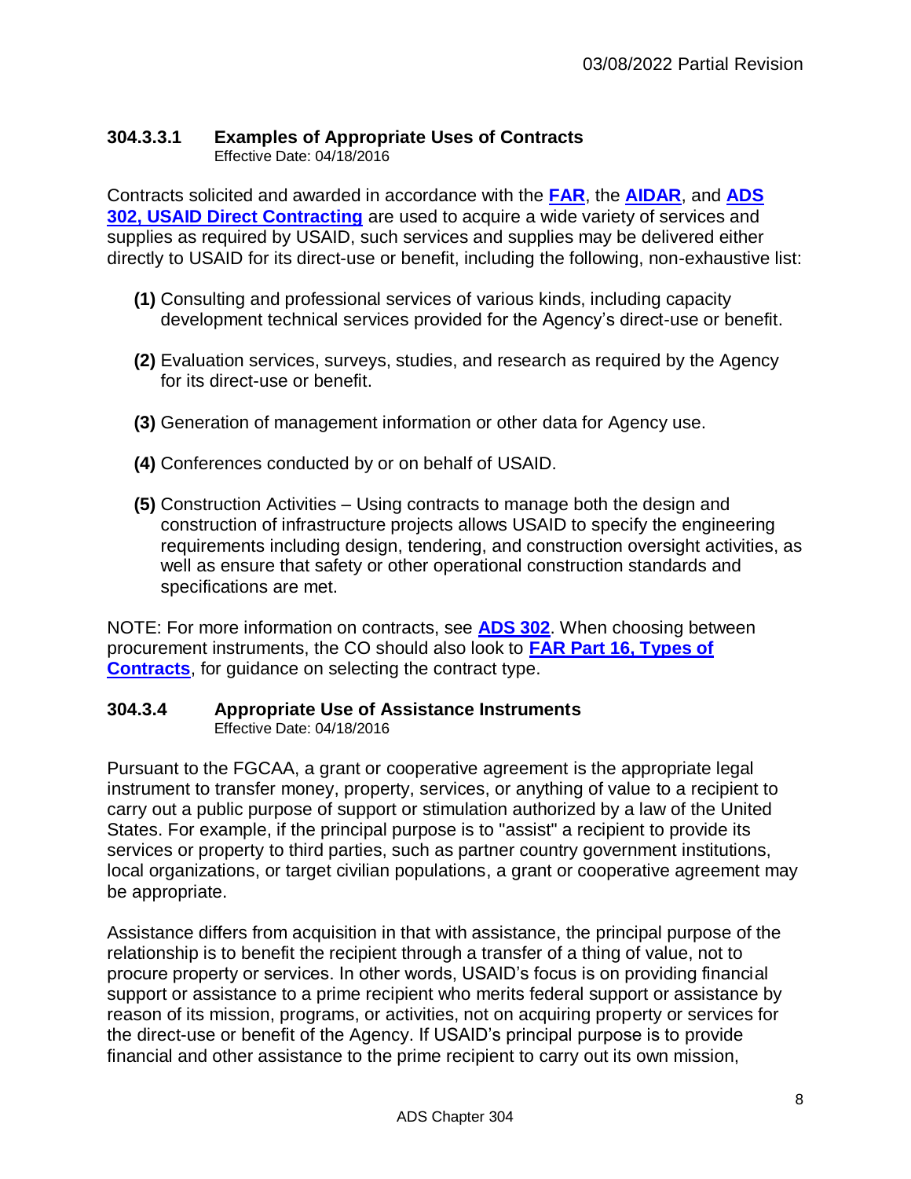### 304.3.3.1 Examples of Appropriate Uses of Contracts

Effective Date: 04/18/2016

Contracts solicited and awarded in accordance with the **FAR**, the **AIDAR**, and **ADS 302, USAID Direct Contracting** are used to acquire a wide variety of services and supplies as required by USAID, such services and supplies may be delivered either directly to USAID for its direct-use or benefit, including the following, non-exhaustive list:

**(1)** Consulting and professional services of various kinds, including capacity development technical services provided for the Agency's direct-use or benefit.

**(2)** Evaluation services, surveys, studies, and research as required by the Agency for its direct-use or benefit.

**(3)** Generation of management information or other data for Agency use.

**(4)** Conferences conducted by or on behalf of USAID.

**(5)** Construction Activities – Using contracts to manage both the design and construction of infrastructure projects allows USAID to specify the engineering requirements including design, tendering, and construction oversight activities, as well as ensure that safety or other operational construction standards and specifications are met.

NOTE: For more information on contracts, see **ADS 302**. When choosing between procurement instruments, the CO should also look to **FAR Part 16, Types of Contracts**, for guidance on selecting the contract type.

### 304.3.4 Appropriate Use of Assistance Instruments

Effective Date: 04/18/2016

Pursuant to the FGCAA, a grant or cooperative agreement is the appropriate legal instrument to transfer money, property, services, or anything of value to a recipient to carry out a public purpose of support or stimulation authorized by a law of the United States. For example, if the principal purpose is to "assist" a recipient to provide its services or property to third parties, such as partner country government institutions, local organizations, or target civilian populations, a grant or cooperative agreement may be appropriate.

Assistance differs from acquisition in that with assistance, the principal purpose of the relationship is to benefit the recipient through a transfer of a thing of value, not to procure property or services. In other words, USAID's focus is on providing financial support or assistance to a prime recipient who merits federal support or assistance by reason of its mission, programs, or activities, not on acquiring property or services for the direct-use or benefit of the Agency. If USAID's principal purpose is to provide financial and other assistance to the prime recipient to carry out its own mission,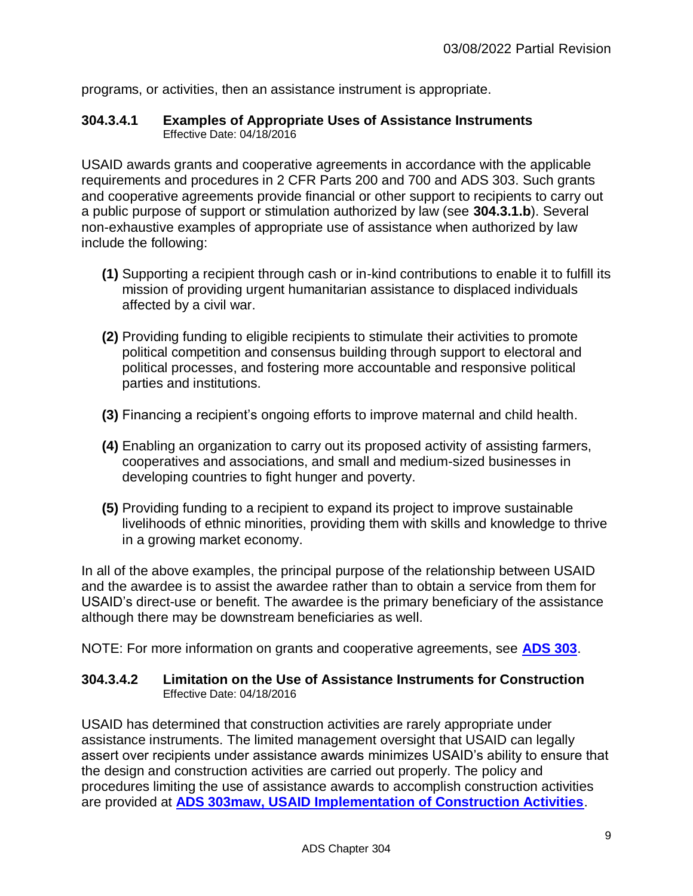programs, or activities, then an assistance instrument is appropriate.

### 304.3.4.1 Examples of Appropriate Uses of Assistance Instruments

Effective Date: 04/18/2016

USAID awards grants and cooperative agreements in accordance with the applicable requirements and procedures in 2 CFR Parts 200 and 700 and ADS 303. Such grants and cooperative agreements provide financial or other support to recipients to carry out a public purpose of support or stimulation authorized by law (see **304.3.1.b**). Several non-exhaustive examples of appropriate use of assistance when authorized by law include the following:

**(1)** Supporting a recipient through cash or in-kind contributions to enable it to fulfill its mission of providing urgent humanitarian assistance to displaced individuals affected by a civil war.

**(2)** Providing funding to eligible recipients to stimulate their activities to promote political competition and consensus building through support to electoral and political processes, and fostering more accountable and responsive political parties and institutions.

**(3)** Financing a recipient's ongoing efforts to improve maternal and child health.

**(4)** Enabling an organization to carry out its proposed activity of assisting farmers, cooperatives and associations, and small and medium-sized businesses in developing countries to fight hunger and poverty.

**(5)** Providing funding to a recipient to expand its project to improve sustainable livelihoods of ethnic minorities, providing them with skills and knowledge to thrive in a growing market economy.

In all of the above examples, the principal purpose of the relationship between USAID and the awardee is to assist the awardee rather than to obtain a service from them for USAID's direct-use or benefit. The awardee is the primary beneficiary of the assistance although there may be downstream beneficiaries as well.

NOTE: For more information on grants and cooperative agreements, see **ADS 303**.

### 304.3.4.2 Limitation on the Use of Assistance Instruments for Construction

Effective Date: 04/18/2016

USAID has determined that construction activities are rarely appropriate under assistance instruments. The limited management oversight that USAID can legally assert over recipients under assistance awards minimizes USAID's ability to ensure that the design and construction activities are carried out properly. The policy and procedures limiting the use of assistance awards to accomplish construction activities are provided at **ADS 303maw, USAID Implementation of Construction Activities**.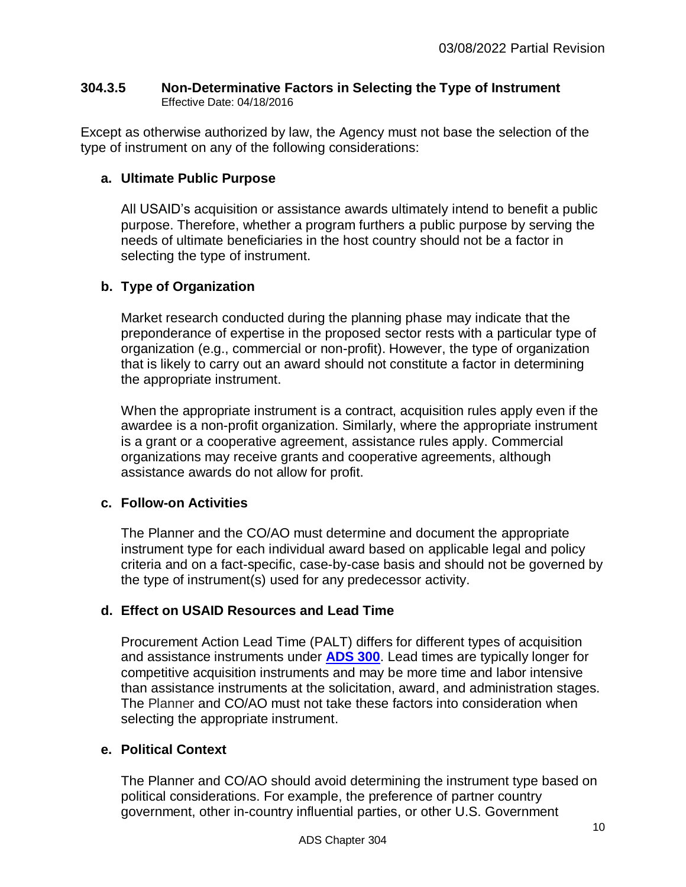### 304.3.5 Non-Determinative Factors in Selecting the Type of Instrument

Effective Date: 04/18/2016

Except as otherwise authorized by law, the Agency must not base the selection of the type of instrument on any of the following considerations:

**a. Ultimate Public Purpose**

All USAID's acquisition or assistance awards ultimately intend to benefit a public purpose. Therefore, whether a program furthers a public purpose by serving the needs of ultimate beneficiaries in the host country should not be a factor in selecting the type of instrument.

**b. Type of Organization**

Market research conducted during the planning phase may indicate that the preponderance of expertise in the proposed sector rests with a particular type of organization (e.g., commercial or non-profit). However, the type of organization that is likely to carry out an award should not constitute a factor in determining the appropriate instrument.

When the appropriate instrument is a contract, acquisition rules apply even if the awardee is a non-profit organization. Similarly, where the appropriate instrument is a grant or a cooperative agreement, assistance rules apply. Commercial organizations may receive grants and cooperative agreements, although assistance awards do not allow for profit.

**c. Follow-on Activities**

The Planner and the CO/AO must determine and document the appropriate instrument type for each individual award based on applicable legal and policy criteria and on a fact-specific, case-by-case basis and should not be governed by the type of instrument(s) used for any predecessor activity.

**d. Effect on USAID Resources and Lead Time**

Procurement Action Lead Time (PALT) differs for different types of acquisition and assistance instruments under **ADS 300**. Lead times are typically longer for competitive acquisition instruments and may be more time and labor intensive than assistance instruments at the solicitation, award, and administration stages. The Planner and CO/AO must not take these factors into consideration when selecting the appropriate instrument.

**e. Political Context**

The Planner and CO/AO should avoid determining the instrument type based on political considerations. For example, the preference of partner country government, other in-country influential parties, or other U.S. Government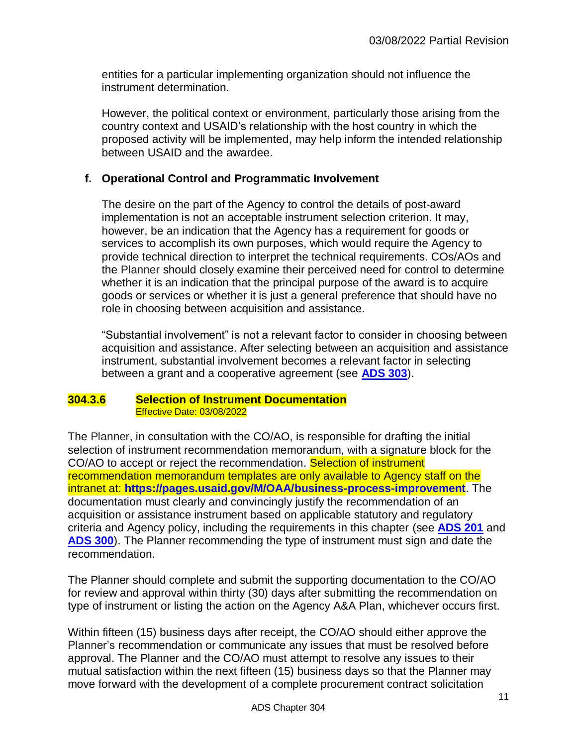entities for a particular implementing organization should not influence the instrument determination.

However, the political context or environment, particularly those arising from the country context and USAID's relationship with the host country in which the proposed activity will be implemented, may help inform the intended relationship between USAID and the awardee.

**f. Operational Control and Programmatic Involvement**

The desire on the part of the Agency to control the details of post-award implementation is not an acceptable instrument selection criterion. It may, however, be an indication that the Agency has a requirement for goods or services to accomplish its own purposes, which would require the Agency to provide technical direction to interpret the technical requirements. COs/AOs and the Planner should closely examine their perceived need for control to determine whether it is an indication that the principal purpose of the award is to acquire goods or services or whether it is just a general preference that should have no role in choosing between acquisition and assistance.

"Substantial involvement" is not a relevant factor to consider in choosing between acquisition and assistance. After selecting between an acquisition and assistance instrument, substantial involvement becomes a relevant factor in selecting between a grant and a cooperative agreement (see **ADS 303**).

### 304.3.6 Selection of Instrument Documentation
Effective Date: 03/08/2022

The Planner, in consultation with the CO/AO, is responsible for drafting the initial selection of instrument recommendation memorandum, with a signature block for the CO/AO to accept or reject the recommendation. Selection of instrument recommendation memorandum templates are only available to Agency staff on the intranet at: **https://pages.usaid.gov/M/OAA/business-process-improvement**. The documentation must clearly and convincingly justify the recommendation of an acquisition or assistance instrument based on applicable statutory and regulatory criteria and Agency policy, including the requirements in this chapter (see **ADS 201** and **ADS 300**). The Planner recommending the type of instrument must sign and date the recommendation.

The Planner should complete and submit the supporting documentation to the CO/AO for review and approval within thirty (30) days after submitting the recommendation on type of instrument or listing the action on the Agency A&A Plan, whichever occurs first.

Within fifteen (15) business days after receipt, the CO/AO should either approve the Planner's recommendation or communicate any issues that must be resolved before approval. The Planner and the CO/AO must attempt to resolve any issues to their mutual satisfaction within the next fifteen (15) business days so that the Planner may move forward with the development of a complete procurement contract solicitation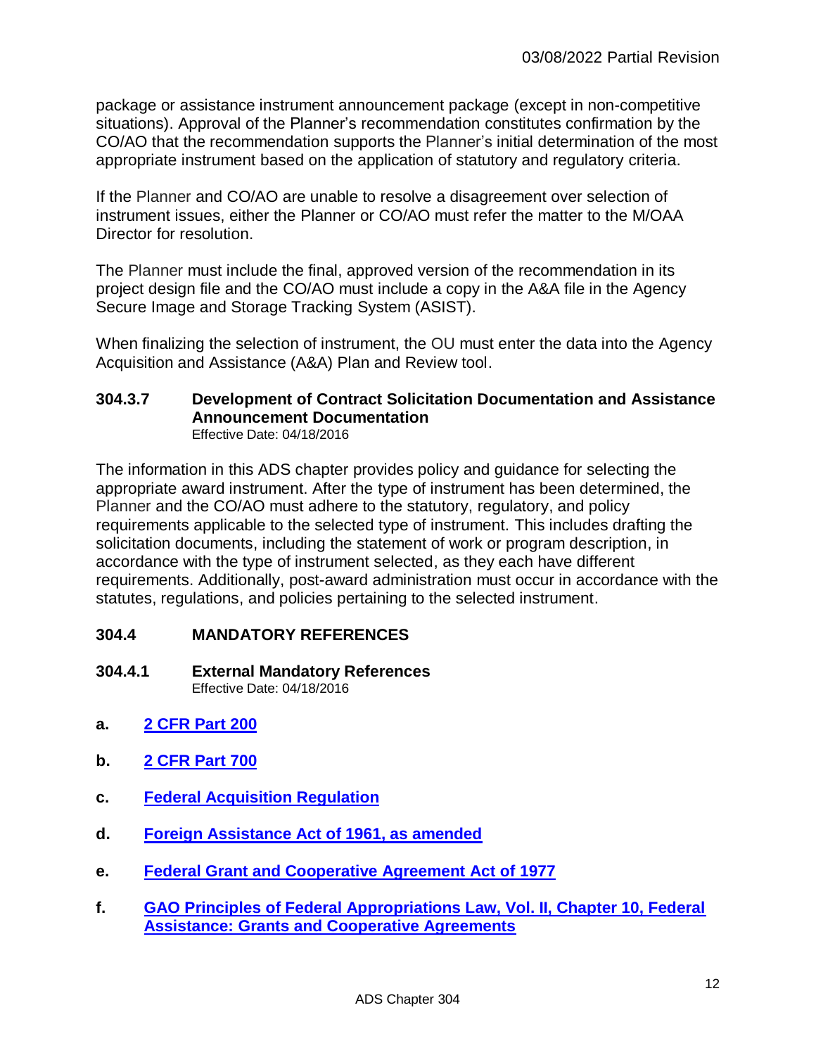package or assistance instrument announcement package (except in non-competitive situations). Approval of the Planner's recommendation constitutes confirmation by the CO/AO that the recommendation supports the Planner's initial determination of the most appropriate instrument based on the application of statutory and regulatory criteria.

If the Planner and CO/AO are unable to resolve a disagreement over selection of instrument issues, either the Planner or CO/AO must refer the matter to the M/OAA Director for resolution.

The Planner must include the final, approved version of the recommendation in its project design file and the CO/AO must include a copy in the A&A file in the Agency Secure Image and Storage Tracking System (ASIST).

When finalizing the selection of instrument, the OU must enter the data into the Agency Acquisition and Assistance (A&A) Plan and Review tool.

### 304.3.7 Development of Contract Solicitation Documentation and Assistance Announcement Documentation

Effective Date: 04/18/2016

The information in this ADS chapter provides policy and guidance for selecting the appropriate award instrument. After the type of instrument has been determined, the Planner and the CO/AO must adhere to the statutory, regulatory, and policy requirements applicable to the selected type of instrument. This includes drafting the solicitation documents, including the statement of work or program description, in accordance with the type of instrument selected, as they each have different requirements. Additionally, post-award administration must occur in accordance with the statutes, regulations, and policies pertaining to the selected instrument.

## 304.4 MANDATORY REFERENCES

### 304.4.1 External Mandatory References

Effective Date: 04/18/2016

**a.** **2 CFR Part 200**

**b.** **2 CFR Part 700**

**c.** **Federal Acquisition Regulation**

**d.** **Foreign Assistance Act of 1961, as amended**

**e.** **Federal Grant and Cooperative Agreement Act of 1977**

**f.** **GAO Principles of Federal Appropriations Law, Vol. II, Chapter 10, Federal Assistance: Grants and Cooperative Agreements**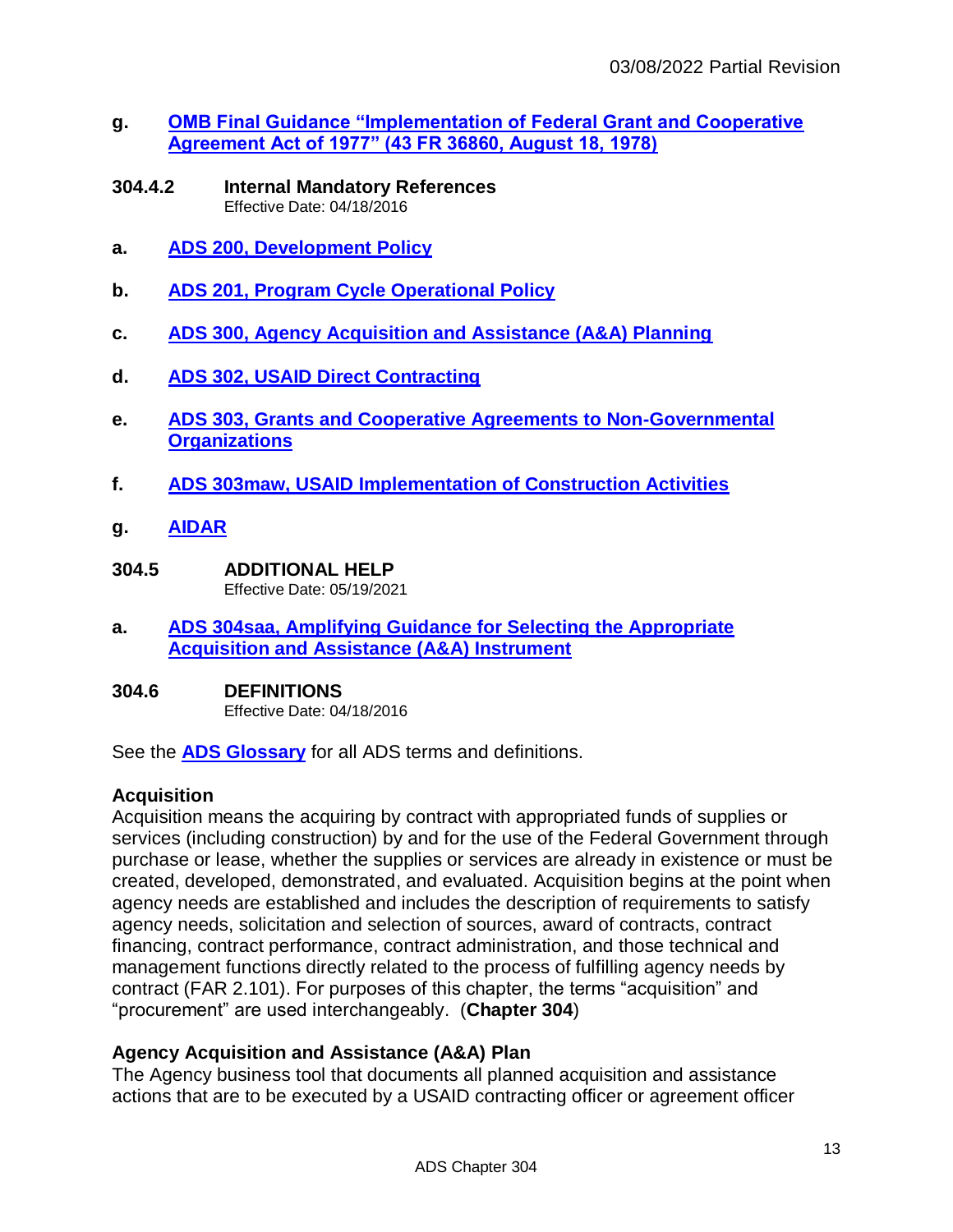g. **OMB Final Guidance "Implementation of Federal Grant and Cooperative Agreement Act of 1977" (43 FR 36860, August 18, 1978)**

### 304.4.2 Internal Mandatory References

Effective Date: 04/18/2016

a. **ADS 200, Development Policy**

b. **ADS 201, Program Cycle Operational Policy**

c. **ADS 300, Agency Acquisition and Assistance (A&A) Planning**

d. **ADS 302, USAID Direct Contracting**

e. **ADS 303, Grants and Cooperative Agreements to Non-Governmental Organizations**

f. **ADS 303maw, USAID Implementation of Construction Activities**

g. **AIDAR**

## 304.5 ADDITIONAL HELP

Effective Date: 05/19/2021

a. **ADS 304saa, Amplifying Guidance for Selecting the Appropriate Acquisition and Assistance (A&A) Instrument**

## 304.6 DEFINITIONS

Effective Date: 04/18/2016

See the **ADS Glossary** for all ADS terms and definitions.

**Acquisition**

Acquisition means the acquiring by contract with appropriated funds of supplies or services (including construction) by and for the use of the Federal Government through purchase or lease, whether the supplies or services are already in existence or must be created, developed, demonstrated, and evaluated. Acquisition begins at the point when agency needs are established and includes the description of requirements to satisfy agency needs, solicitation and selection of sources, award of contracts, contract financing, contract performance, contract administration, and those technical and management functions directly related to the process of fulfilling agency needs by contract (FAR 2.101). For purposes of this chapter, the terms "acquisition" and "procurement" are used interchangeably. (**Chapter 304**)

**Agency Acquisition and Assistance (A&A) Plan**

The Agency business tool that documents all planned acquisition and assistance actions that are to be executed by a USAID contracting officer or agreement officer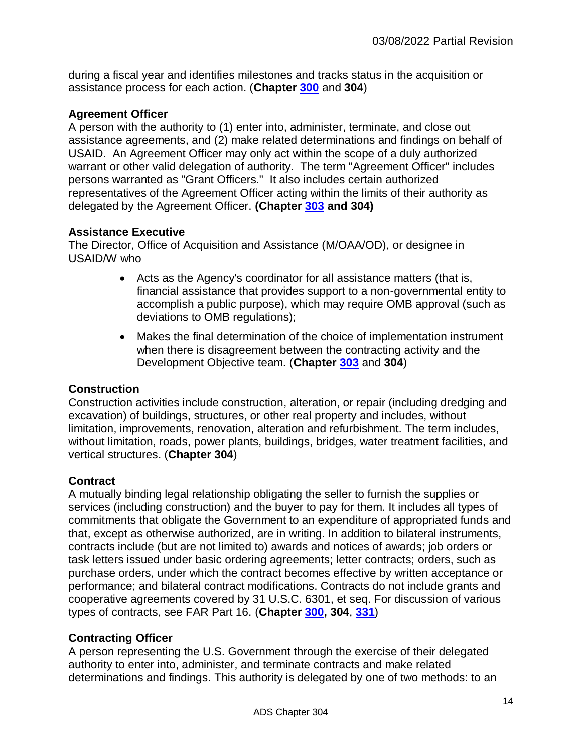during a fiscal year and identifies milestones and tracks status in the acquisition or assistance process for each action. (**Chapter 300** and **304**)

### Agreement Officer

A person with the authority to (1) enter into, administer, terminate, and close out assistance agreements, and (2) make related determinations and findings on behalf of USAID. An Agreement Officer may only act within the scope of a duly authorized warrant or other valid delegation of authority. The term "Agreement Officer" includes persons warranted as "Grant Officers." It also includes certain authorized representatives of the Agreement Officer acting within the limits of their authority as delegated by the Agreement Officer. **(Chapter 303 and 304)**

### Assistance Executive

The Director, Office of Acquisition and Assistance (M/OAA/OD), or designee in USAID/W who

- Acts as the Agency's coordinator for all assistance matters (that is, financial assistance that provides support to a non-governmental entity to accomplish a public purpose), which may require OMB approval (such as deviations to OMB regulations);
- Makes the final determination of the choice of implementation instrument when there is disagreement between the contracting activity and the Development Objective team. (**Chapter 303** and **304**)

### Construction

Construction activities include construction, alteration, or repair (including dredging and excavation) of buildings, structures, or other real property and includes, without limitation, improvements, renovation, alteration and refurbishment. The term includes, without limitation, roads, power plants, buildings, bridges, water treatment facilities, and vertical structures. (**Chapter 304**)

### Contract

A mutually binding legal relationship obligating the seller to furnish the supplies or services (including construction) and the buyer to pay for them. It includes all types of commitments that obligate the Government to an expenditure of appropriated funds and that, except as otherwise authorized, are in writing. In addition to bilateral instruments, contracts include (but are not limited to) awards and notices of awards; job orders or task letters issued under basic ordering agreements; letter contracts; orders, such as purchase orders, under which the contract becomes effective by written acceptance or performance; and bilateral contract modifications. Contracts do not include grants and cooperative agreements covered by 31 U.S.C. 6301, et seq. For discussion of various types of contracts, see FAR Part 16. (**Chapter 300, 304**, **331**)

### Contracting Officer

A person representing the U.S. Government through the exercise of their delegated authority to enter into, administer, and terminate contracts and make related determinations and findings. This authority is delegated by one of two methods: to an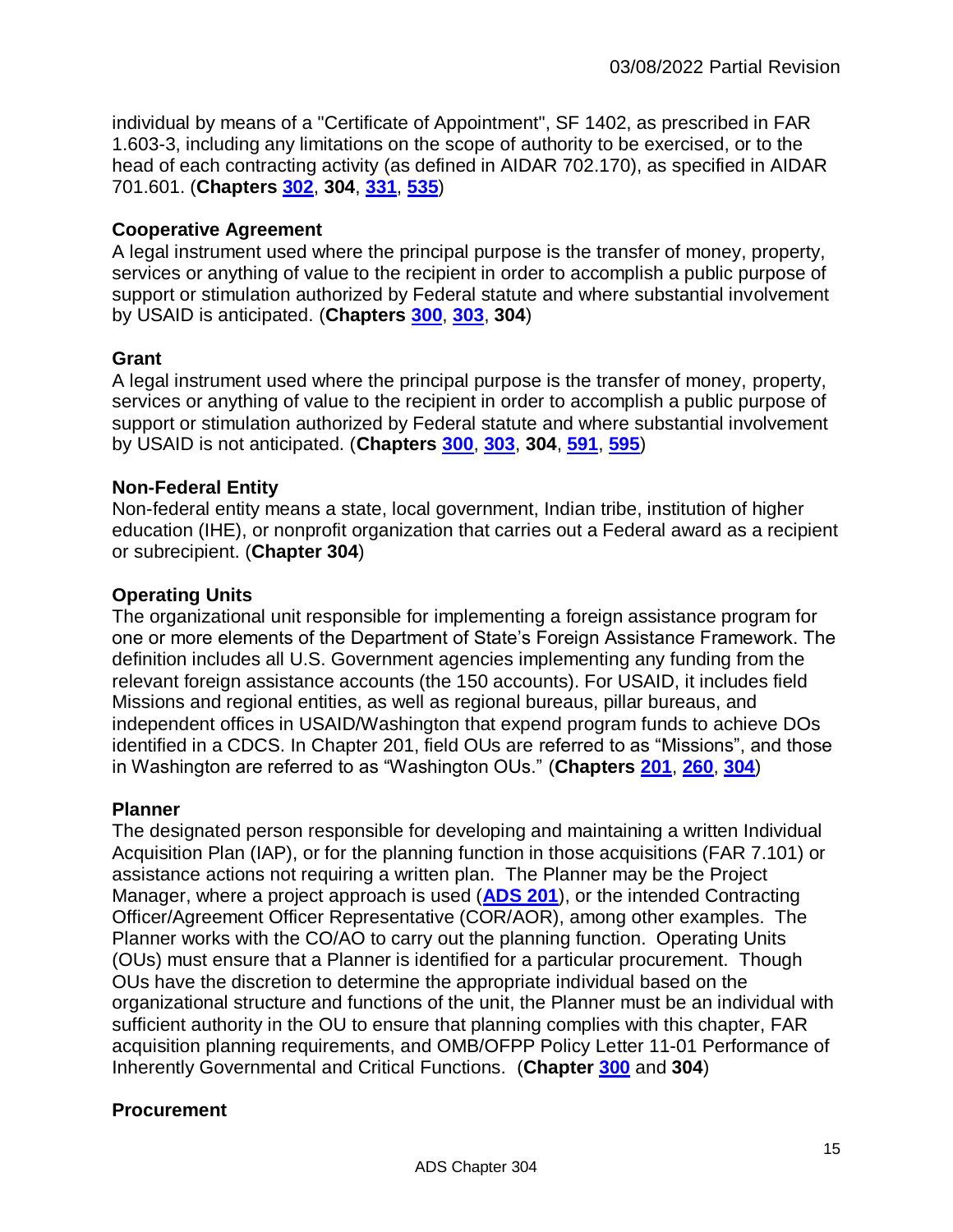individual by means of a "Certificate of Appointment", SF 1402, as prescribed in FAR 1.603-3, including any limitations on the scope of authority to be exercised, or to the head of each contracting activity (as defined in AIDAR 702.170), as specified in AIDAR 701.601. (**Chapters 302**, **304**, **331**, **535**)

**Cooperative Agreement**
A legal instrument used where the principal purpose is the transfer of money, property, services or anything of value to the recipient in order to accomplish a public purpose of support or stimulation authorized by Federal statute and where substantial involvement by USAID is anticipated. (**Chapters 300**, **303**, **304**)

**Grant**
A legal instrument used where the principal purpose is the transfer of money, property, services or anything of value to the recipient in order to accomplish a public purpose of support or stimulation authorized by Federal statute and where substantial involvement by USAID is not anticipated. (**Chapters 300**, **303**, **304**, **591**, **595**)

**Non-Federal Entity**
Non-federal entity means a state, local government, Indian tribe, institution of higher education (IHE), or nonprofit organization that carries out a Federal award as a recipient or subrecipient. (**Chapter 304**)

**Operating Units**
The organizational unit responsible for implementing a foreign assistance program for one or more elements of the Department of State's Foreign Assistance Framework. The definition includes all U.S. Government agencies implementing any funding from the relevant foreign assistance accounts (the 150 accounts). For USAID, it includes field Missions and regional entities, as well as regional bureaus, pillar bureaus, and independent offices in USAID/Washington that expend program funds to achieve DOs identified in a CDCS. In Chapter 201, field OUs are referred to as "Missions", and those in Washington are referred to as "Washington OUs." (**Chapters 201**, **260**, **304**)

**Planner**
The designated person responsible for developing and maintaining a written Individual Acquisition Plan (IAP), or for the planning function in those acquisitions (FAR 7.101) or assistance actions not requiring a written plan. The Planner may be the Project Manager, where a project approach is used (**ADS 201**), or the intended Contracting Officer/Agreement Officer Representative (COR/AOR), among other examples. The Planner works with the CO/AO to carry out the planning function. Operating Units (OUs) must ensure that a Planner is identified for a particular procurement. Though OUs have the discretion to determine the appropriate individual based on the organizational structure and functions of the unit, the Planner must be an individual with sufficient authority in the OU to ensure that planning complies with this chapter, FAR acquisition planning requirements, and OMB/OFPP Policy Letter 11-01 Performance of Inherently Governmental and Critical Functions. (**Chapter 300** and **304**)

**Procurement**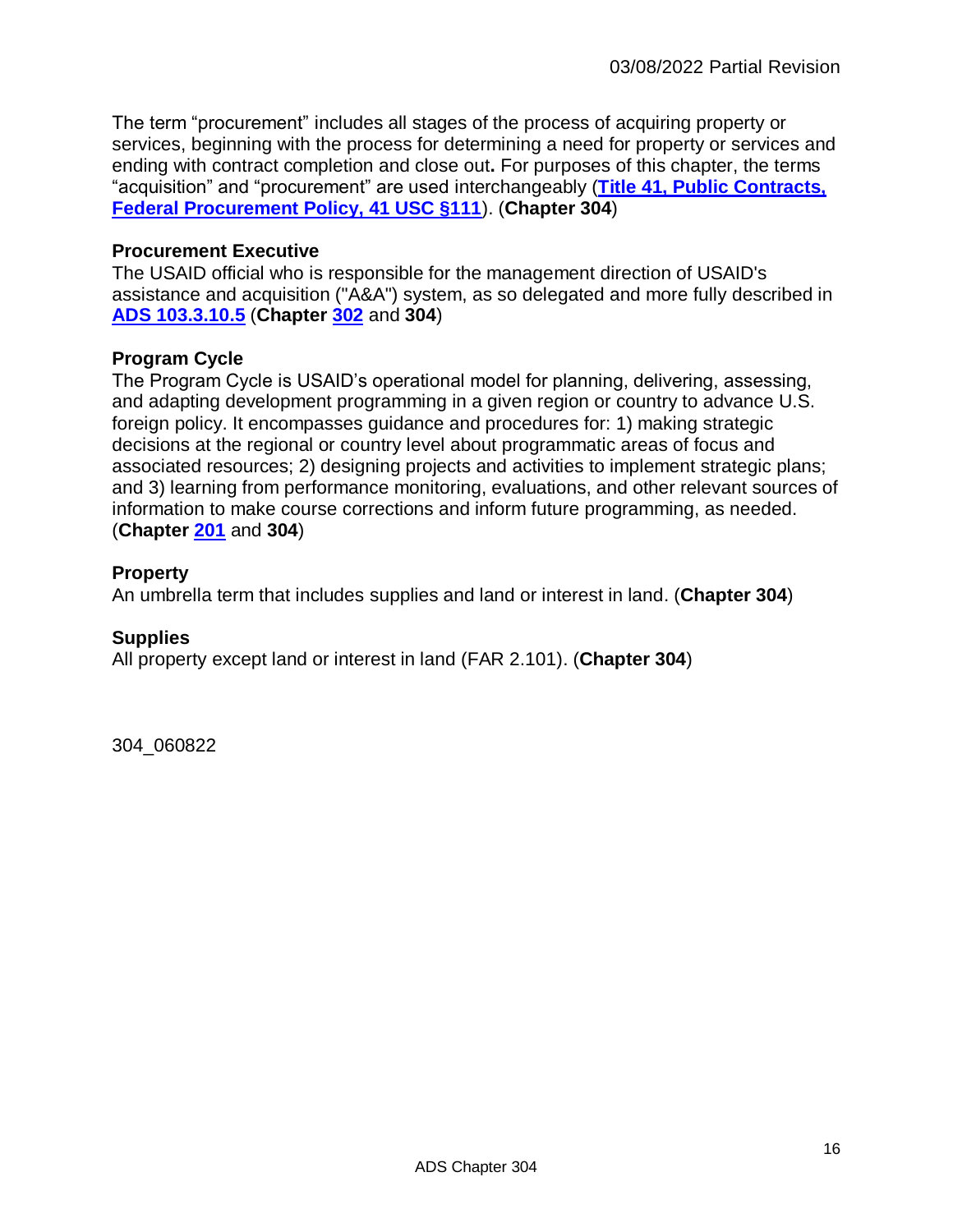The term “procurement” includes all stages of the process of acquiring property or services, beginning with the process for determining a need for property or services and ending with contract completion and close out**.** For purposes of this chapter, the terms “acquisition” and “procurement” are used interchangeably (**Title 41, Public Contracts, Federal Procurement Policy, 41 USC §111**). (**Chapter 304**)

**Procurement Executive**
The USAID official who is responsible for the management direction of USAID's assistance and acquisition ("A&A") system, as so delegated and more fully described in **ADS 103.3.10.5** (**Chapter 302** and **304**)

**Program Cycle**
The Program Cycle is USAID’s operational model for planning, delivering, assessing, and adapting development programming in a given region or country to advance U.S. foreign policy. It encompasses guidance and procedures for: 1) making strategic decisions at the regional or country level about programmatic areas of focus and associated resources; 2) designing projects and activities to implement strategic plans; and 3) learning from performance monitoring, evaluations, and other relevant sources of information to make course corrections and inform future programming, as needed. (**Chapter 201** and **304**)

**Property**
An umbrella term that includes supplies and land or interest in land. (**Chapter 304**)

**Supplies**
All property except land or interest in land (FAR 2.101). (**Chapter 304**)

304_060822